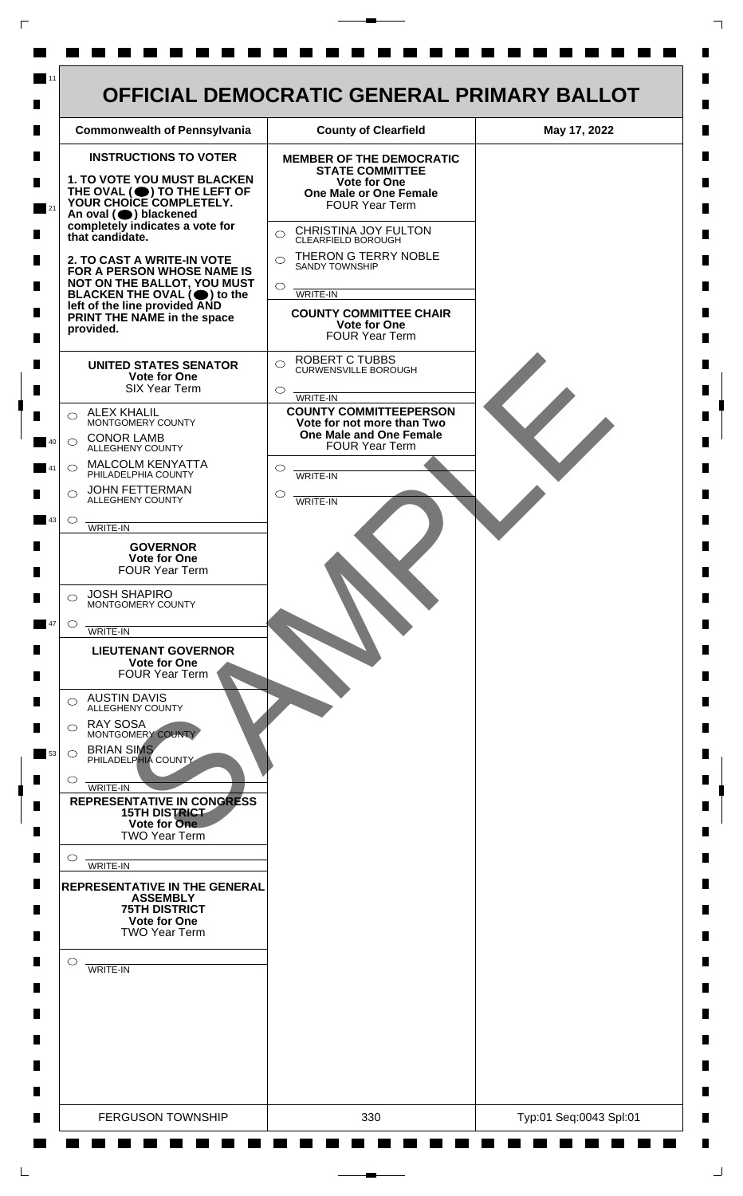# OFFICIAL DEMOCRATIC GENERAL PRIMARY BALLOT

| Commonwealth of Pennsylvania | County of Clearfield | May 17, 2022 |
|---|---|---|

**INSTRUCTIONS TO VOTER**

**1. TO VOTE YOU MUST BLACKEN THE OVAL (⬤) TO THE LEFT OF YOUR CHOICE COMPLETELY.** An oval (⬤) blackened completely indicates a vote for that candidate.

**2. TO CAST A WRITE-IN VOTE FOR A PERSON WHOSE NAME IS NOT ON THE BALLOT, YOU MUST BLACKEN THE OVAL (⬤) to the left of the line provided AND PRINT THE NAME in the space provided.**

## UNITED STATES SENATOR
**Vote for One**
SIX Year Term

- ○ ALEX KHALIL — MONTGOMERY COUNTY
- ○ CONOR LAMB — ALLEGHENY COUNTY
- ○ MALCOLM KENYATTA — PHILADELPHIA COUNTY
- ○ JOHN FETTERMAN — ALLEGHENY COUNTY
- ○ ________ WRITE-IN

## GOVERNOR
**Vote for One**
FOUR Year Term

- ○ JOSH SHAPIRO — MONTGOMERY COUNTY
- ○ ________ WRITE-IN

## LIEUTENANT GOVERNOR
**Vote for One**
FOUR Year Term

- ○ AUSTIN DAVIS — ALLEGHENY COUNTY
- ○ RAY SOSA — MONTGOMERY COUNTY
- ○ BRIAN SIMS — PHILADELPHIA COUNTY
- ○ ________ WRITE-IN

## REPRESENTATIVE IN CONGRESS
**15TH DISTRICT**
**Vote for One**
TWO Year Term

- ○ ________ WRITE-IN

## REPRESENTATIVE IN THE GENERAL ASSEMBLY
**75TH DISTRICT**
**Vote for One**
TWO Year Term

- ○ ________ WRITE-IN

## MEMBER OF THE DEMOCRATIC STATE COMMITTEE
**Vote for One**
**One Male or One Female**
FOUR Year Term

- ○ CHRISTINA JOY FULTON — CLEARFIELD BOROUGH
- ○ THERON G TERRY NOBLE — SANDY TOWNSHIP
- ○ ________ WRITE-IN

## COUNTY COMMITTEE CHAIR
**Vote for One**
FOUR Year Term

- ○ ROBERT C TUBBS — CURWENSVILLE BOROUGH
- ○ ________ WRITE-IN

## COUNTY COMMITTEEPERSON
**Vote for not more than Two**
**One Male and One Female**
FOUR Year Term

- ○ ________ WRITE-IN
- ○ ________ WRITE-IN

SAMPLE

| FERGUSON TOWNSHIP | 330 | Typ:01 Seq:0043 Spl:01 |
|---|---|---|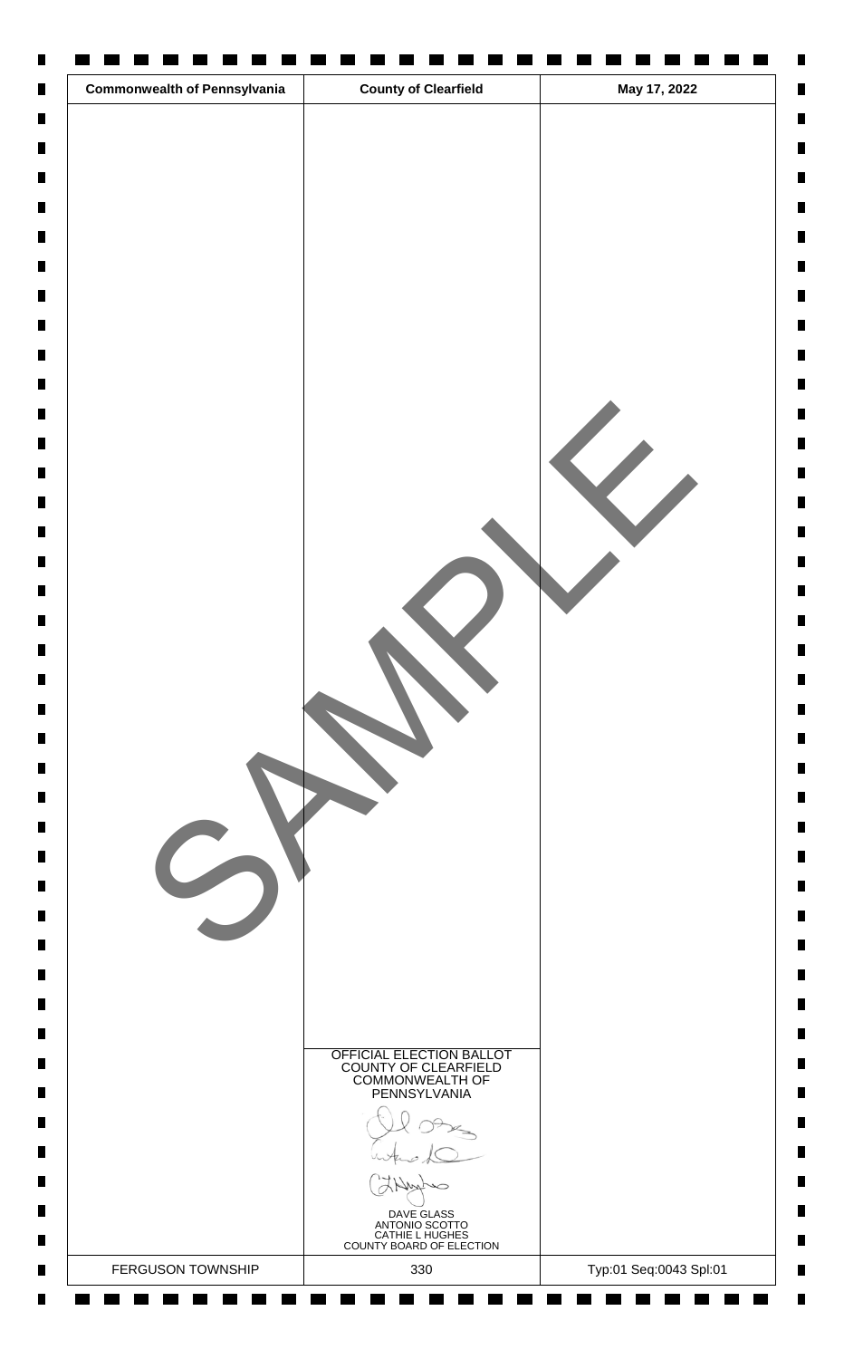| Commonwealth of Pennsylvania | County of Clearfield | May 17, 2022 |
|---|---|---|
| | OFFICIAL ELECTION BALLOT<br>COUNTY OF CLEARFIELD<br>COMMONWEALTH OF PENNSYLVANIA<br>DAVE GLASS<br>ANTONIO SCOTTO<br>CATHIE L HUGHES<br>COUNTY BOARD OF ELECTION | |
| FERGUSON TOWNSHIP | 330 | Typ:01 Seq:0043 Spl:01 |

SAMPLE